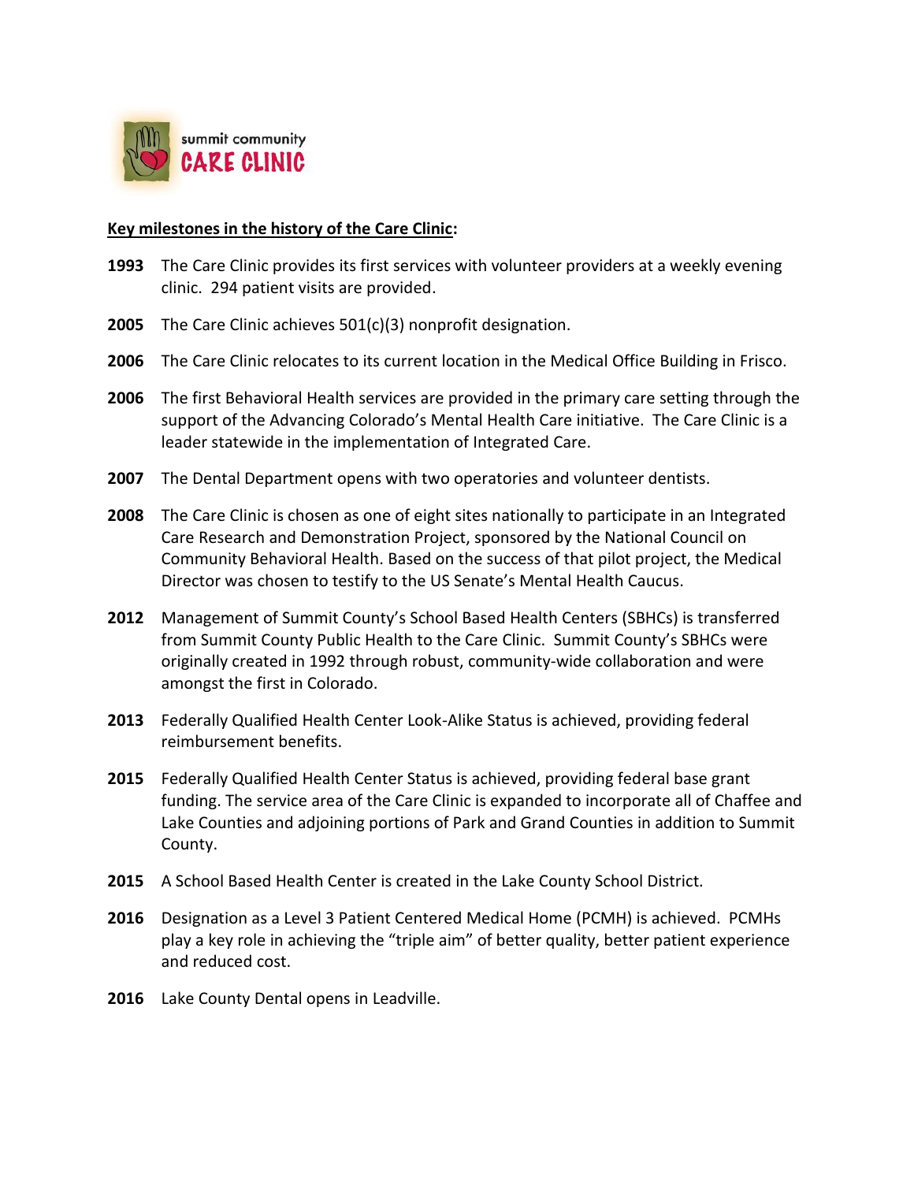summit community
**CARE CLINIC**

**Key milestones in the history of the Care Clinic:**

**1993** The Care Clinic provides its first services with volunteer providers at a weekly evening clinic. 294 patient visits are provided.

**2005** The Care Clinic achieves 501(c)(3) nonprofit designation.

**2006** The Care Clinic relocates to its current location in the Medical Office Building in Frisco.

**2006** The first Behavioral Health services are provided in the primary care setting through the support of the Advancing Colorado's Mental Health Care initiative. The Care Clinic is a leader statewide in the implementation of Integrated Care.

**2007** The Dental Department opens with two operatories and volunteer dentists.

**2008** The Care Clinic is chosen as one of eight sites nationally to participate in an Integrated Care Research and Demonstration Project, sponsored by the National Council on Community Behavioral Health. Based on the success of that pilot project, the Medical Director was chosen to testify to the US Senate's Mental Health Caucus.

**2012** Management of Summit County's School Based Health Centers (SBHCs) is transferred from Summit County Public Health to the Care Clinic. Summit County's SBHCs were originally created in 1992 through robust, community-wide collaboration and were amongst the first in Colorado.

**2013** Federally Qualified Health Center Look-Alike Status is achieved, providing federal reimbursement benefits.

**2015** Federally Qualified Health Center Status is achieved, providing federal base grant funding. The service area of the Care Clinic is expanded to incorporate all of Chaffee and Lake Counties and adjoining portions of Park and Grand Counties in addition to Summit County.

**2015** A School Based Health Center is created in the Lake County School District.

**2016** Designation as a Level 3 Patient Centered Medical Home (PCMH) is achieved. PCMHs play a key role in achieving the "triple aim" of better quality, better patient experience and reduced cost.

**2016** Lake County Dental opens in Leadville.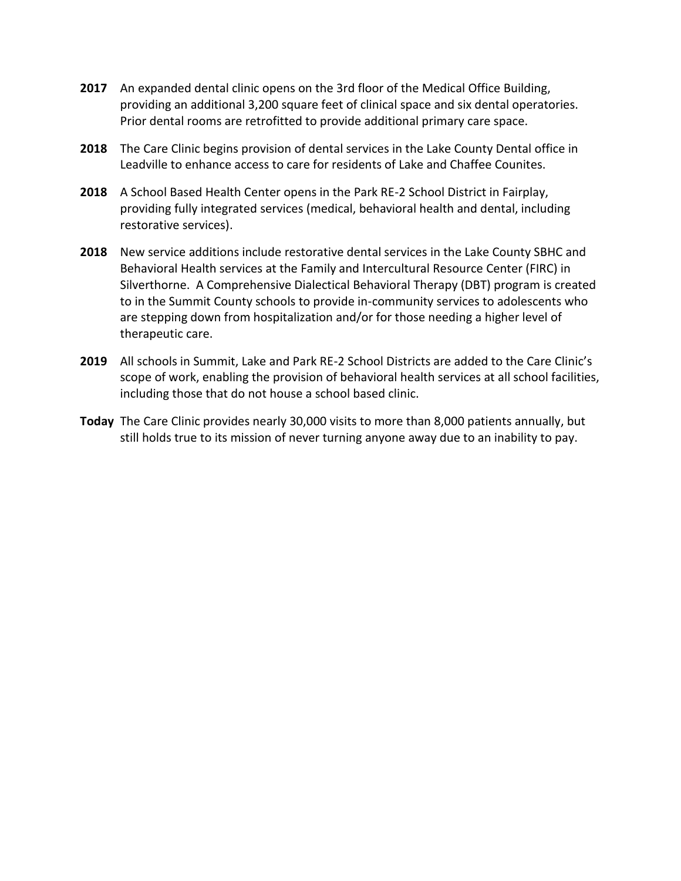**2017** An expanded dental clinic opens on the 3rd floor of the Medical Office Building, providing an additional 3,200 square feet of clinical space and six dental operatories. Prior dental rooms are retrofitted to provide additional primary care space.

**2018** The Care Clinic begins provision of dental services in the Lake County Dental office in Leadville to enhance access to care for residents of Lake and Chaffee Counites.

**2018** A School Based Health Center opens in the Park RE-2 School District in Fairplay, providing fully integrated services (medical, behavioral health and dental, including restorative services).

**2018** New service additions include restorative dental services in the Lake County SBHC and Behavioral Health services at the Family and Intercultural Resource Center (FIRC) in Silverthorne. A Comprehensive Dialectical Behavioral Therapy (DBT) program is created to in the Summit County schools to provide in-community services to adolescents who are stepping down from hospitalization and/or for those needing a higher level of therapeutic care.

**2019** All schools in Summit, Lake and Park RE-2 School Districts are added to the Care Clinic's scope of work, enabling the provision of behavioral health services at all school facilities, including those that do not house a school based clinic.

**Today** The Care Clinic provides nearly 30,000 visits to more than 8,000 patients annually, but still holds true to its mission of never turning anyone away due to an inability to pay.